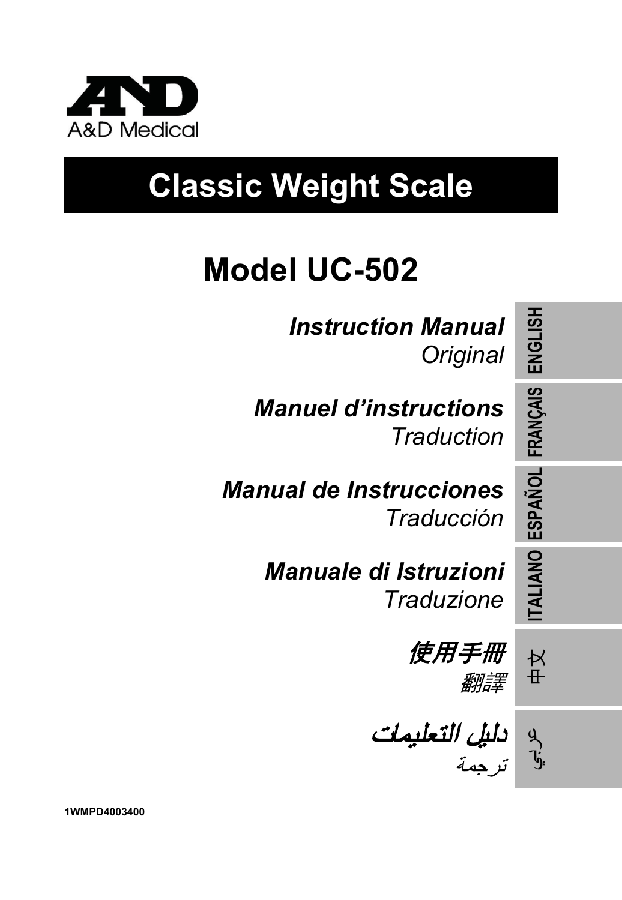A&D Medical

# Classic Weight Scale

## Model UC-502

***Instruction Manual***
*Original*

ENGLISH

***Manuel d'instructions***
*Traduction*

FRANÇAIS

***Manual de Instrucciones***
*Traducción*

ESPAÑOL

***Manuale di Istruzioni***
*Traduzione*

ITALIANO

***使用手冊***
*翻譯*

中文

***دليل التعليمات***
*ترجمة*

عربي

**1WMPD4003400**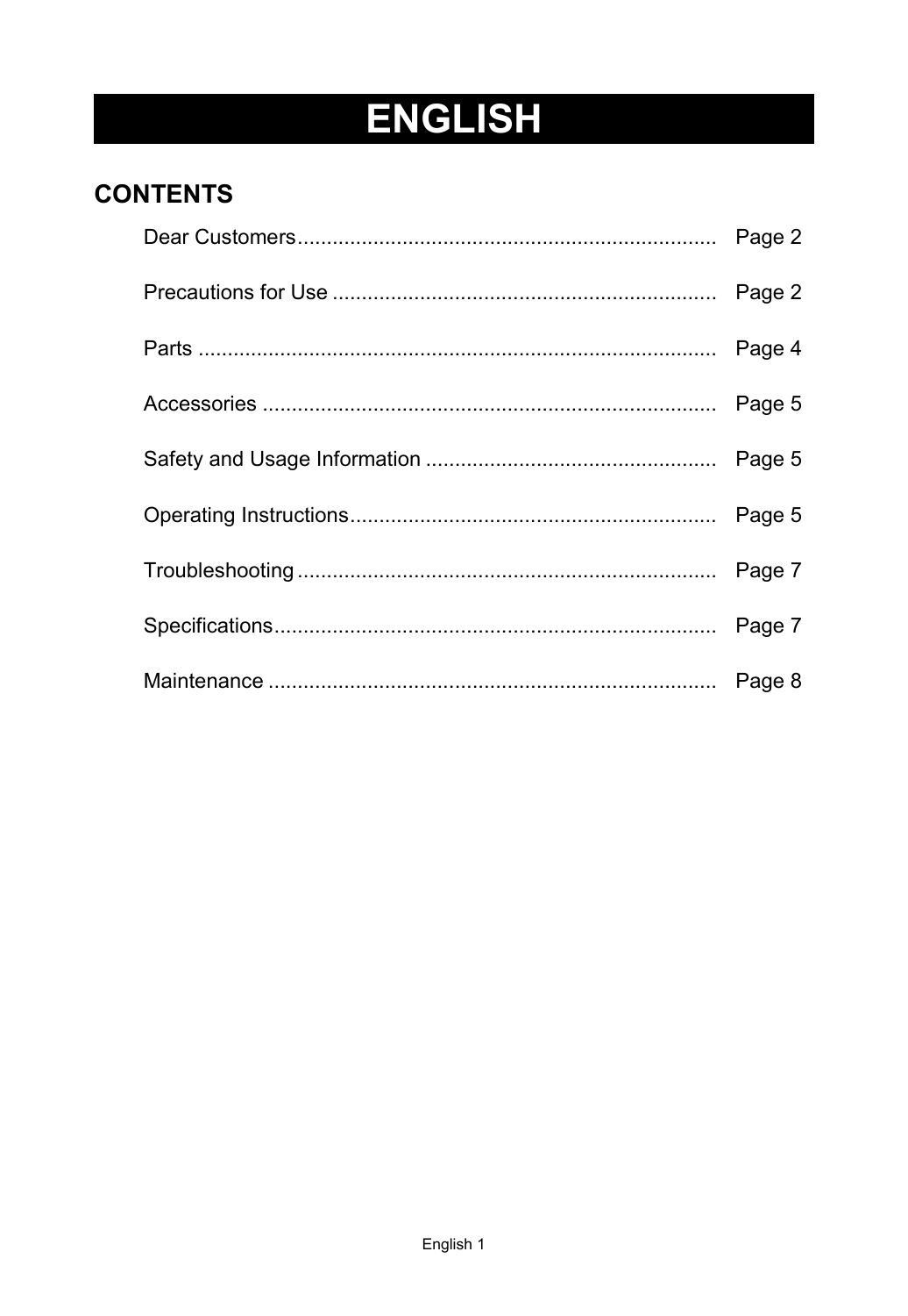# ENGLISH

## CONTENTS

| | |
|---|---|
| Dear Customers | Page 2 |
| Precautions for Use | Page 2 |
| Parts | Page 4 |
| Accessories | Page 5 |
| Safety and Usage Information | Page 5 |
| Operating Instructions | Page 5 |
| Troubleshooting | Page 7 |
| Specifications | Page 7 |
| Maintenance | Page 8 |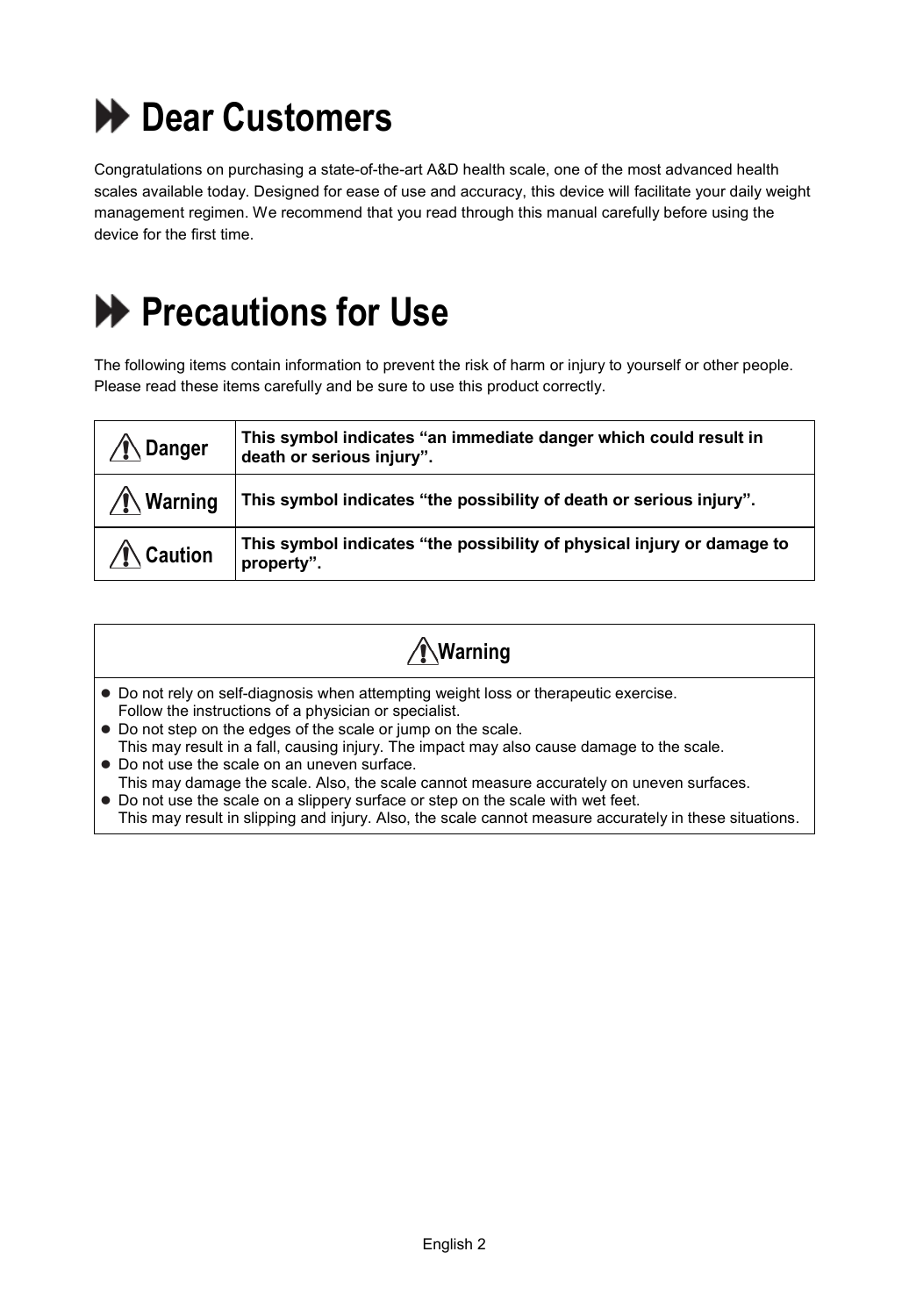# Dear Customers

Congratulations on purchasing a state-of-the-art A&D health scale, one of the most advanced health scales available today. Designed for ease of use and accuracy, this device will facilitate your daily weight management regimen. We recommend that you read through this manual carefully before using the device for the first time.

# Precautions for Use

The following items contain information to prevent the risk of harm or injury to yourself or other people. Please read these items carefully and be sure to use this product correctly.

| | |
|---|---|
| ⚠ **Danger** | **This symbol indicates "an immediate danger which could result in death or serious injury".** |
| ⚠ **Warning** | **This symbol indicates "the possibility of death or serious injury".** |
| ⚠ **Caution** | **This symbol indicates "the possibility of physical injury or damage to property".** |

### ⚠ Warning

- Do not rely on self-diagnosis when attempting weight loss or therapeutic exercise.
  Follow the instructions of a physician or specialist.
- Do not step on the edges of the scale or jump on the scale.
  This may result in a fall, causing injury. The impact may also cause damage to the scale.
- Do not use the scale on an uneven surface.
  This may damage the scale. Also, the scale cannot measure accurately on uneven surfaces.
- Do not use the scale on a slippery surface or step on the scale with wet feet.
  This may result in slipping and injury. Also, the scale cannot measure accurately in these situations.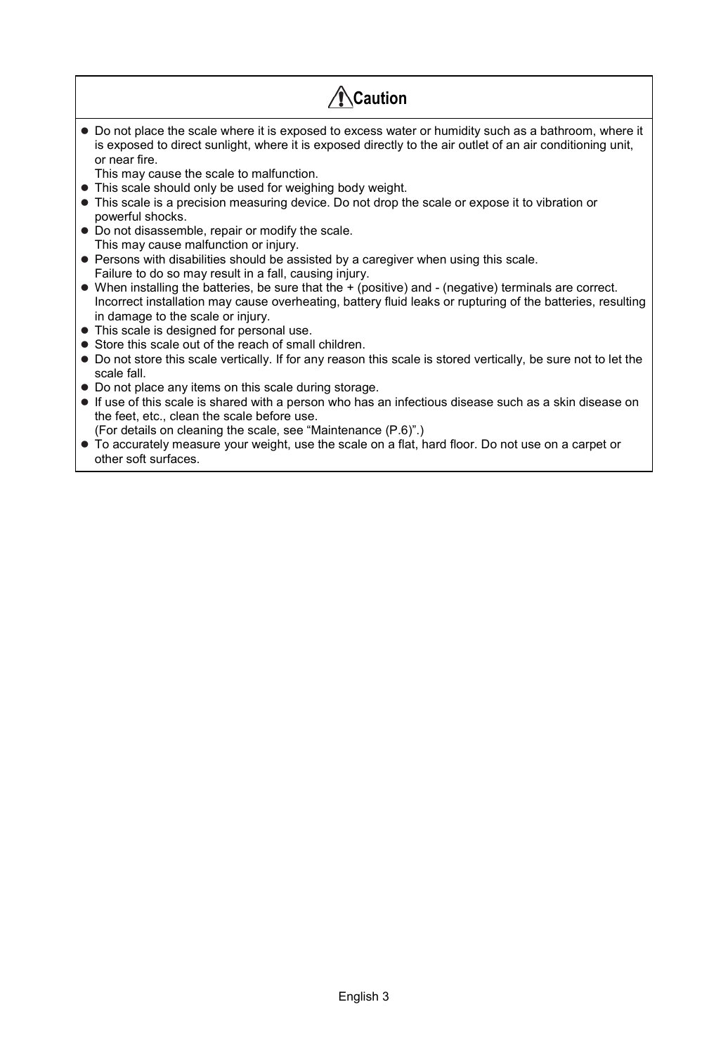## ⚠Caution

- Do not place the scale where it is exposed to excess water or humidity such as a bathroom, where it is exposed to direct sunlight, where it is exposed directly to the air outlet of an air conditioning unit, or near fire.
  This may cause the scale to malfunction.
- This scale should only be used for weighing body weight.
- This scale is a precision measuring device. Do not drop the scale or expose it to vibration or powerful shocks.
- Do not disassemble, repair or modify the scale.
  This may cause malfunction or injury.
- Persons with disabilities should be assisted by a caregiver when using this scale.
  Failure to do so may result in a fall, causing injury.
- When installing the batteries, be sure that the + (positive) and - (negative) terminals are correct. Incorrect installation may cause overheating, battery fluid leaks or rupturing of the batteries, resulting in damage to the scale or injury.
- This scale is designed for personal use.
- Store this scale out of the reach of small children.
- Do not store this scale vertically. If for any reason this scale is stored vertically, be sure not to let the scale fall.
- Do not place any items on this scale during storage.
- If use of this scale is shared with a person who has an infectious disease such as a skin disease on the feet, etc., clean the scale before use.
  (For details on cleaning the scale, see “Maintenance (P.6)”.)
- To accurately measure your weight, use the scale on a flat, hard floor. Do not use on a carpet or other soft surfaces.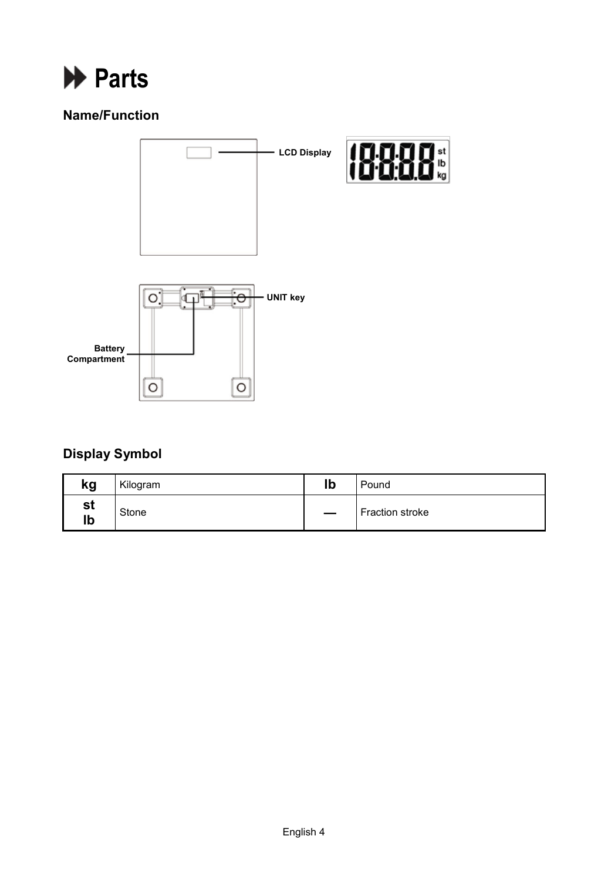# Parts

## Name/Function

LCD Display

UNIT key

Battery Compartment

## Display Symbol

| kg | Kilogram | lb | Pound |
|---|---|---|---|
| st lb | Stone | — | Fraction stroke |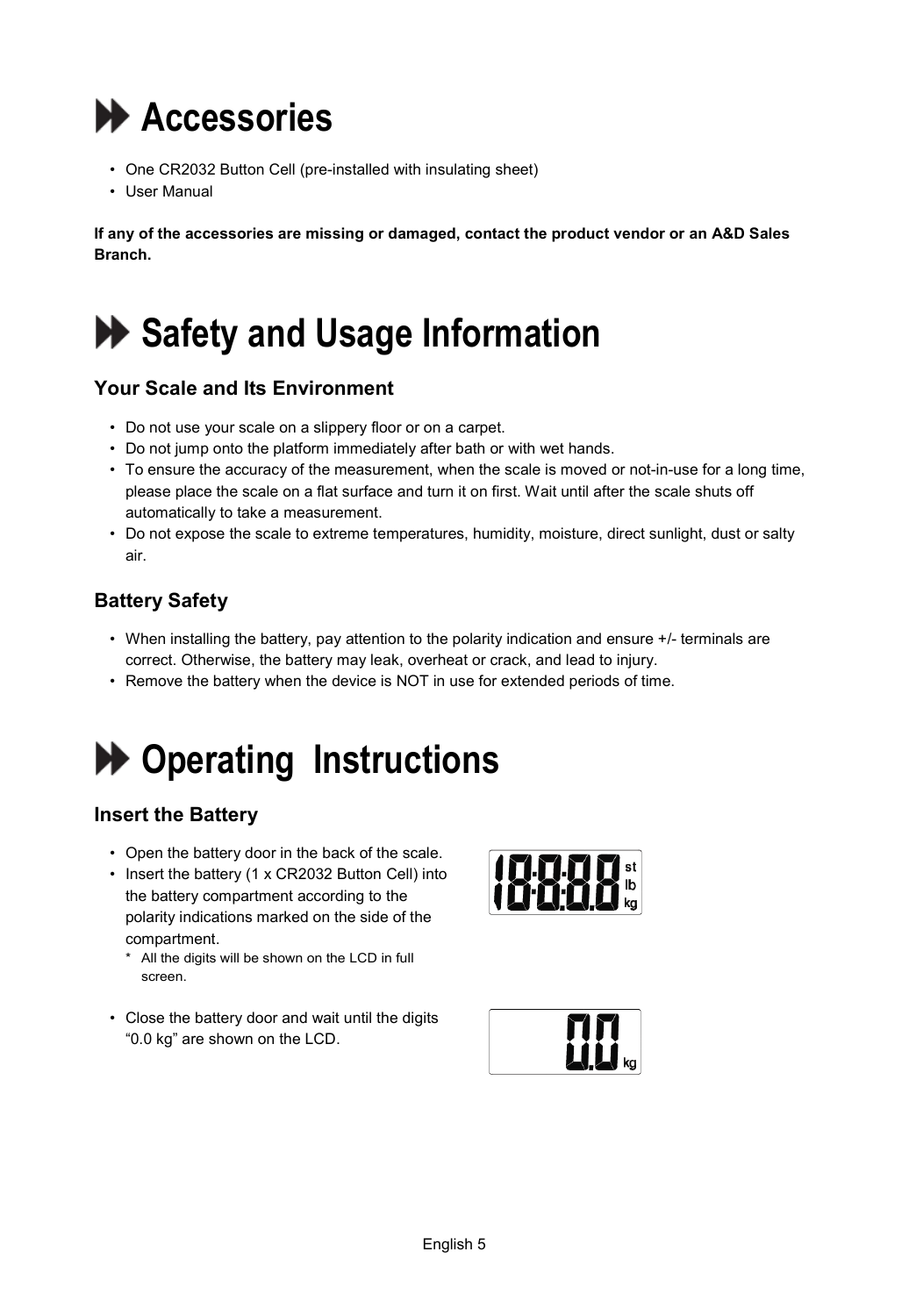# Accessories

- One CR2032 Button Cell (pre-installed with insulating sheet)
- User Manual

**If any of the accessories are missing or damaged, contact the product vendor or an A&D Sales Branch.**

# Safety and Usage Information

## Your Scale and Its Environment

- Do not use your scale on a slippery floor or on a carpet.
- Do not jump onto the platform immediately after bath or with wet hands.
- To ensure the accuracy of the measurement, when the scale is moved or not-in-use for a long time, please place the scale on a flat surface and turn it on first. Wait until after the scale shuts off automatically to take a measurement.
- Do not expose the scale to extreme temperatures, humidity, moisture, direct sunlight, dust or salty air.

## Battery Safety

- When installing the battery, pay attention to the polarity indication and ensure +/- terminals are correct. Otherwise, the battery may leak, overheat or crack, and lead to injury.
- Remove the battery when the device is NOT in use for extended periods of time.

# Operating Instructions

## Insert the Battery

- Open the battery door in the back of the scale.
- Insert the battery (1 x CR2032 Button Cell) into the battery compartment according to the polarity indications marked on the side of the compartment.
  * All the digits will be shown on the LCD in full screen.
- Close the battery door and wait until the digits “0.0 kg” are shown on the LCD.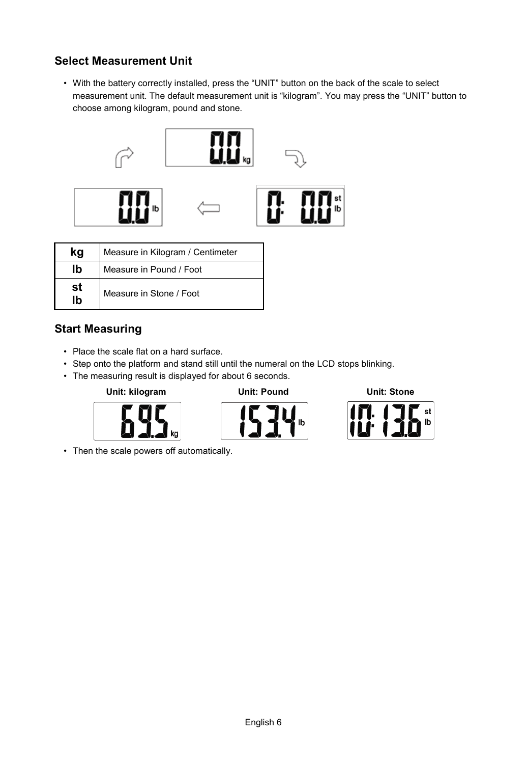## Select Measurement Unit

- With the battery correctly installed, press the “UNIT” button on the back of the scale to select measurement unit. The default measurement unit is “kilogram”. You may press the “UNIT” button to choose among kilogram, pound and stone.

| | |
|---|---|
| **kg** | Measure in Kilogram / Centimeter |
| **lb** | Measure in Pound / Foot |
| **st lb** | Measure in Stone / Foot |

## Start Measuring

- Place the scale flat on a hard surface.
- Step onto the platform and stand still until the numeral on the LCD stops blinking.
- The measuring result is displayed for about 6 seconds.

**Unit: kilogram** **Unit: Pound** **Unit: Stone**

- Then the scale powers off automatically.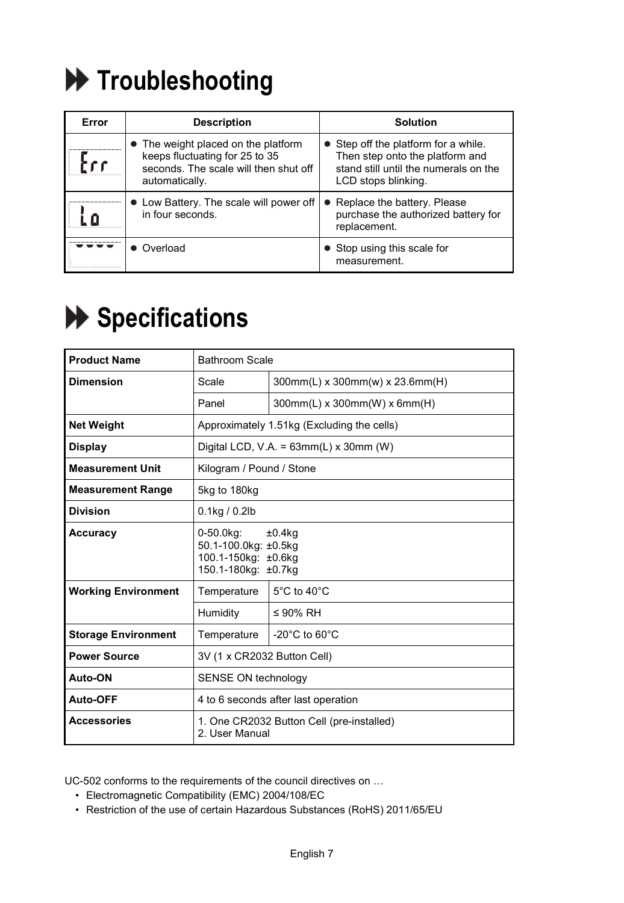# Troubleshooting

| Error | Description | Solution |
|---|---|---|
| Err | • The weight placed on the platform keeps fluctuating for 25 to 35 seconds. The scale will then shut off automatically. | • Step off the platform for a while. Then step onto the platform and stand still until the numerals on the LCD stops blinking. |
| Lo | • Low Battery. The scale will power off in four seconds. | • Replace the battery. Please purchase the authorized battery for replacement. |
| ---- | • Overload | • Stop using this scale for measurement. |

# Specifications

| | | |
|---|---|---|
| **Product Name** | Bathroom Scale | |
| **Dimension** | Scale | 300mm(L) x 300mm(w) x 23.6mm(H) |
| | Panel | 300mm(L) x 300mm(W) x 6mm(H) |
| **Net Weight** | Approximately 1.51kg (Excluding the cells) | |
| **Display** | Digital LCD, V.A. = 63mm(L) x 30mm (W) | |
| **Measurement Unit** | Kilogram / Pound / Stone | |
| **Measurement Range** | 5kg to 180kg | |
| **Division** | 0.1kg / 0.2lb | |
| **Accuracy** | 0-50.0kg: ±0.4kg<br>50.1-100.0kg: ±0.5kg<br>100.1-150kg: ±0.6kg<br>150.1-180kg: ±0.7kg | |
| **Working Environment** | Temperature | 5°C to 40°C |
| | Humidity | ≤ 90% RH |
| **Storage Environment** | Temperature | -20°C to 60°C |
| **Power Source** | 3V (1 x CR2032 Button Cell) | |
| **Auto-ON** | SENSE ON technology | |
| **Auto-OFF** | 4 to 6 seconds after last operation | |
| **Accessories** | 1. One CR2032 Button Cell (pre-installed)<br>2. User Manual | |

UC-502 conforms to the requirements of the council directives on …

- Electromagnetic Compatibility (EMC) 2004/108/EC
- Restriction of the use of certain Hazardous Substances (RoHS) 2011/65/EU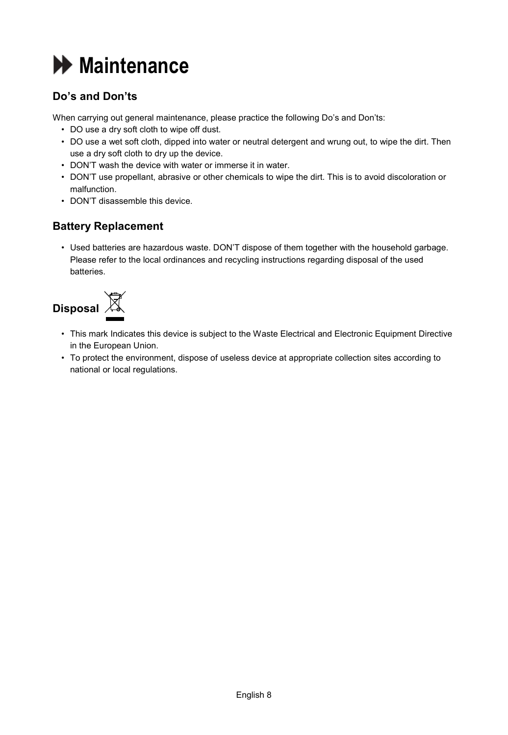# Maintenance

## Do’s and Don’ts

When carrying out general maintenance, please practice the following Do’s and Don’ts:

- DO use a dry soft cloth to wipe off dust.
- DO use a wet soft cloth, dipped into water or neutral detergent and wrung out, to wipe the dirt. Then use a dry soft cloth to dry up the device.
- DON’T wash the device with water or immerse it in water.
- DON’T use propellant, abrasive or other chemicals to wipe the dirt. This is to avoid discoloration or malfunction.
- DON’T disassemble this device.

## Battery Replacement

- Used batteries are hazardous waste. DON’T dispose of them together with the household garbage. Please refer to the local ordinances and recycling instructions regarding disposal of the used batteries.

## Disposal

- This mark Indicates this device is subject to the Waste Electrical and Electronic Equipment Directive in the European Union.
- To protect the environment, dispose of useless device at appropriate collection sites according to national or local regulations.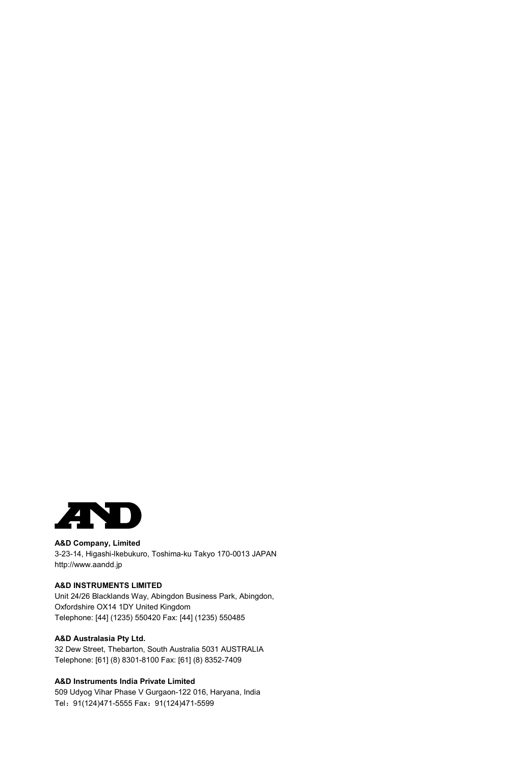**A&D Company, Limited**
3-23-14, Higashi-Ikebukuro, Toshima-ku Takyo 170-0013 JAPAN
http://www.aandd.jp

**A&D INSTRUMENTS LIMITED**
Unit 24/26 Blacklands Way, Abingdon Business Park, Abingdon,
Oxfordshire OX14 1DY United Kingdom
Telephone: [44] (1235) 550420 Fax: [44] (1235) 550485

**A&D Australasia Pty Ltd.**
32 Dew Street, Thebarton, South Australia 5031 AUSTRALIA
Telephone: [61] (8) 8301-8100 Fax: [61] (8) 8352-7409

**A&D Instruments India Private Limited**
509 Udyog Vihar Phase V Gurgaon-122 016, Haryana, India
Tel：91(124)471-5555 Fax：91(124)471-5599